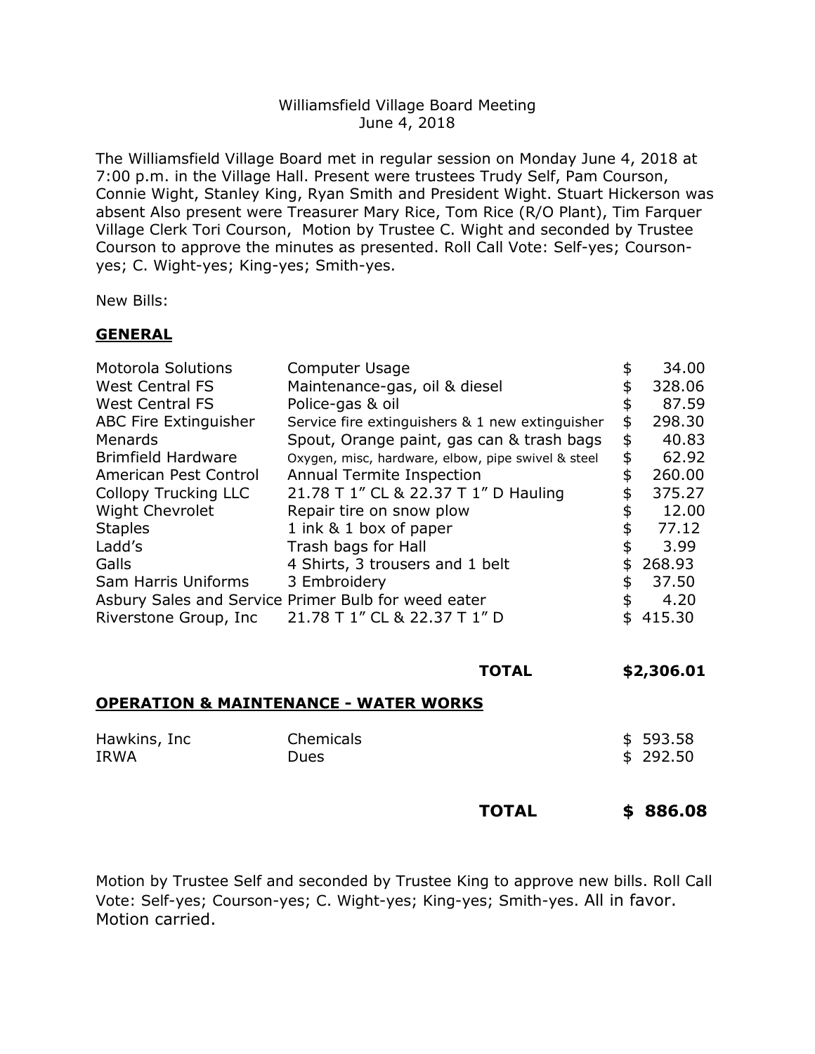Williamsfield Village Board Meeting
June 4, 2018

The Williamsfield Village Board met in regular session on Monday June 4, 2018 at 7:00 p.m. in the Village Hall. Present were trustees Trudy Self, Pam Courson, Connie Wight, Stanley King, Ryan Smith and President Wight. Stuart Hickerson was absent Also present were Treasurer Mary Rice, Tom Rice (R/O Plant), Tim Farquer Village Clerk Tori Courson, Motion by Trustee C. Wight and seconded by Trustee Courson to approve the minutes as presented. Roll Call Vote: Self-yes; Courson-yes; C. Wight-yes; King-yes; Smith-yes.

New Bills:

**GENERAL**

| | | |
|---|---|---|
| Motorola Solutions | Computer Usage | $ 34.00 |
| West Central FS | Maintenance-gas, oil & diesel | $ 328.06 |
| West Central FS | Police-gas & oil | $ 87.59 |
| ABC Fire Extinguisher | Service fire extinguishers & 1 new extinguisher | $ 298.30 |
| Menards | Spout, Orange paint, gas can & trash bags | $ 40.83 |
| Brimfield Hardware | Oxygen, misc, hardware, elbow, pipe swivel & steel | $ 62.92 |
| American Pest Control | Annual Termite Inspection | $ 260.00 |
| Collopy Trucking LLC | 21.78 T 1" CL & 22.37 T 1" D Hauling | $ 375.27 |
| Wight Chevrolet | Repair tire on snow plow | $ 12.00 |
| Staples | 1 ink & 1 box of paper | $ 77.12 |
| Ladd's | Trash bags for Hall | $ 3.99 |
| Galls | 4 Shirts, 3 trousers and 1 belt | $ 268.93 |
| Sam Harris Uniforms | 3 Embroidery | $ 37.50 |
| Asbury Sales and Service | Primer Bulb for weed eater | $ 4.20 |
| Riverstone Group, Inc | 21.78 T 1" CL & 22.37 T 1" D | $ 415.30 |
| | **TOTAL** | **$2,306.01** |

**OPERATION & MAINTENANCE - WATER WORKS**

| | | |
|---|---|---|
| Hawkins, Inc | Chemicals | $ 593.58 |
| IRWA | Dues | $ 292.50 |
| | **TOTAL** | **$ 886.08** |

Motion by Trustee Self and seconded by Trustee King to approve new bills. Roll Call Vote: Self-yes; Courson-yes; C. Wight-yes; King-yes; Smith-yes. All in favor. Motion carried.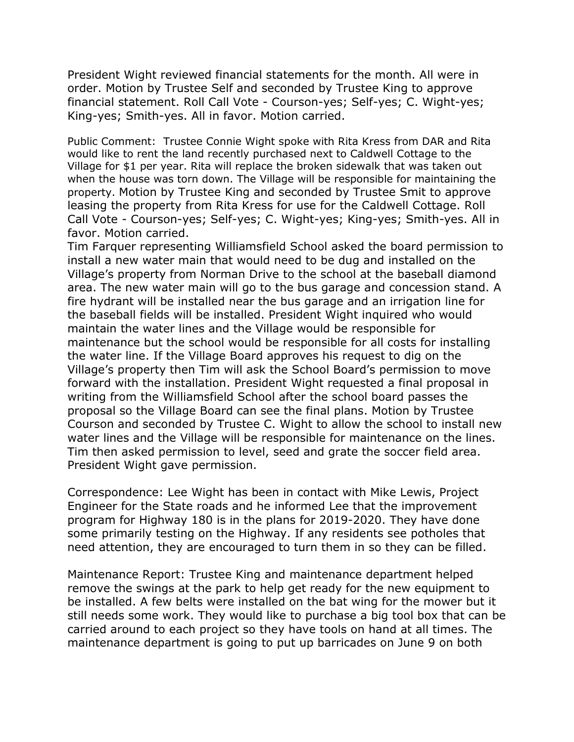President Wight reviewed financial statements for the month. All were in order. Motion by Trustee Self and seconded by Trustee King to approve financial statement. Roll Call Vote - Courson-yes; Self-yes; C. Wight-yes; King-yes; Smith-yes. All in favor. Motion carried.

Public Comment: Trustee Connie Wight spoke with Rita Kress from DAR and Rita would like to rent the land recently purchased next to Caldwell Cottage to the Village for $1 per year. Rita will replace the broken sidewalk that was taken out when the house was torn down. The Village will be responsible for maintaining the property. Motion by Trustee King and seconded by Trustee Smit to approve leasing the property from Rita Kress for use for the Caldwell Cottage. Roll Call Vote - Courson-yes; Self-yes; C. Wight-yes; King-yes; Smith-yes. All in favor. Motion carried.

Tim Farquer representing Williamsfield School asked the board permission to install a new water main that would need to be dug and installed on the Village's property from Norman Drive to the school at the baseball diamond area. The new water main will go to the bus garage and concession stand. A fire hydrant will be installed near the bus garage and an irrigation line for the baseball fields will be installed. President Wight inquired who would maintain the water lines and the Village would be responsible for maintenance but the school would be responsible for all costs for installing the water line. If the Village Board approves his request to dig on the Village's property then Tim will ask the School Board's permission to move forward with the installation. President Wight requested a final proposal in writing from the Williamsfield School after the school board passes the proposal so the Village Board can see the final plans. Motion by Trustee Courson and seconded by Trustee C. Wight to allow the school to install new water lines and the Village will be responsible for maintenance on the lines. Tim then asked permission to level, seed and grate the soccer field area. President Wight gave permission.

Correspondence: Lee Wight has been in contact with Mike Lewis, Project Engineer for the State roads and he informed Lee that the improvement program for Highway 180 is in the plans for 2019-2020. They have done some primarily testing on the Highway. If any residents see potholes that need attention, they are encouraged to turn them in so they can be filled.

Maintenance Report: Trustee King and maintenance department helped remove the swings at the park to help get ready for the new equipment to be installed. A few belts were installed on the bat wing for the mower but it still needs some work. They would like to purchase a big tool box that can be carried around to each project so they have tools on hand at all times. The maintenance department is going to put up barricades on June 9 on both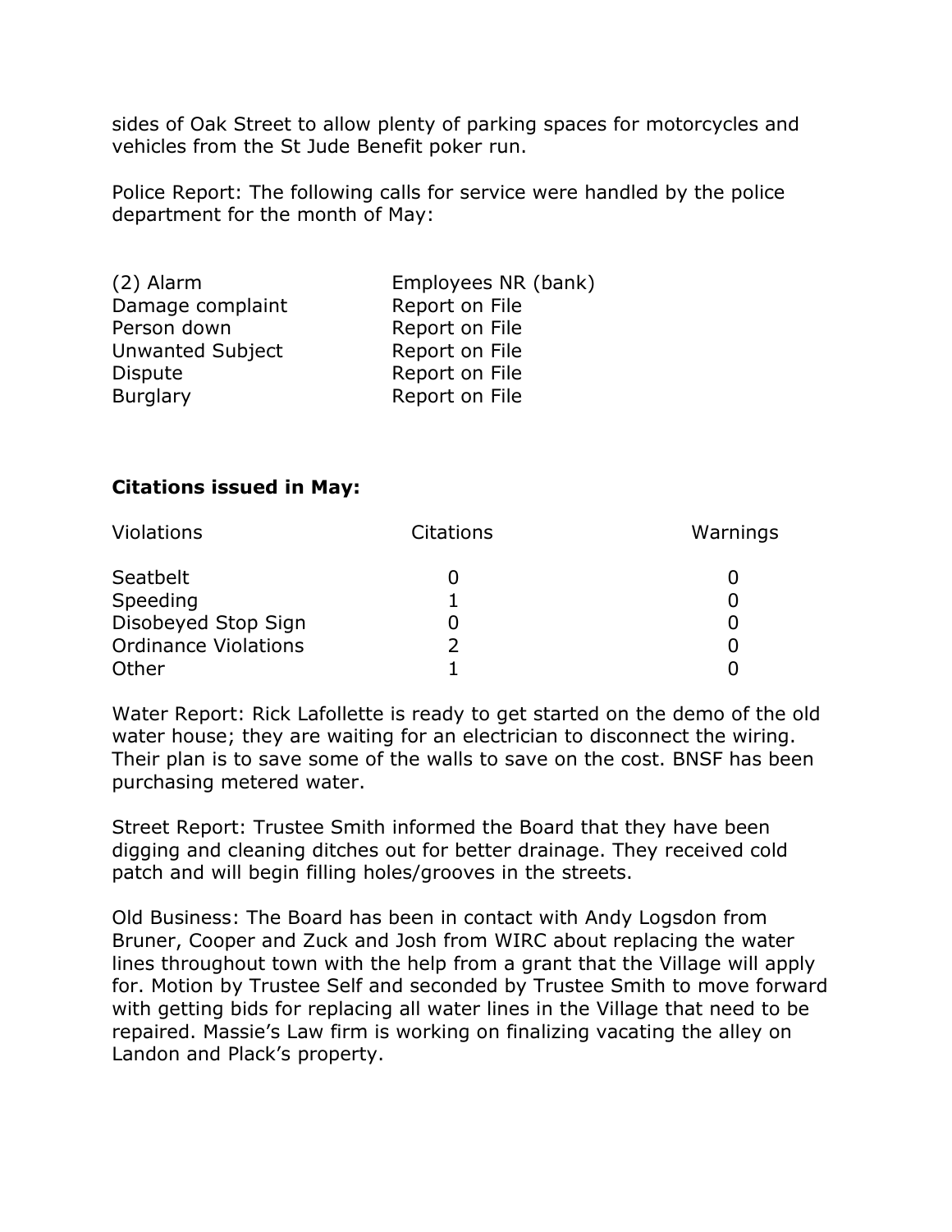sides of Oak Street to allow plenty of parking spaces for motorcycles and vehicles from the St Jude Benefit poker run.

Police Report: The following calls for service were handled by the police department for the month of May:

| | |
|---|---|
| (2) Alarm | Employees NR (bank) |
| Damage complaint | Report on File |
| Person down | Report on File |
| Unwanted Subject | Report on File |
| Dispute | Report on File |
| Burglary | Report on File |

**Citations issued in May:**

| Violations | Citations | Warnings |
|---|---|---|
| Seatbelt | 0 | 0 |
| Speeding | 1 | 0 |
| Disobeyed Stop Sign | 0 | 0 |
| Ordinance Violations | 2 | 0 |
| Other | 1 | 0 |

Water Report: Rick Lafollette is ready to get started on the demo of the old water house; they are waiting for an electrician to disconnect the wiring. Their plan is to save some of the walls to save on the cost. BNSF has been purchasing metered water.

Street Report: Trustee Smith informed the Board that they have been digging and cleaning ditches out for better drainage. They received cold patch and will begin filling holes/grooves in the streets.

Old Business: The Board has been in contact with Andy Logsdon from Bruner, Cooper and Zuck and Josh from WIRC about replacing the water lines throughout town with the help from a grant that the Village will apply for. Motion by Trustee Self and seconded by Trustee Smith to move forward with getting bids for replacing all water lines in the Village that need to be repaired. Massie's Law firm is working on finalizing vacating the alley on Landon and Plack's property.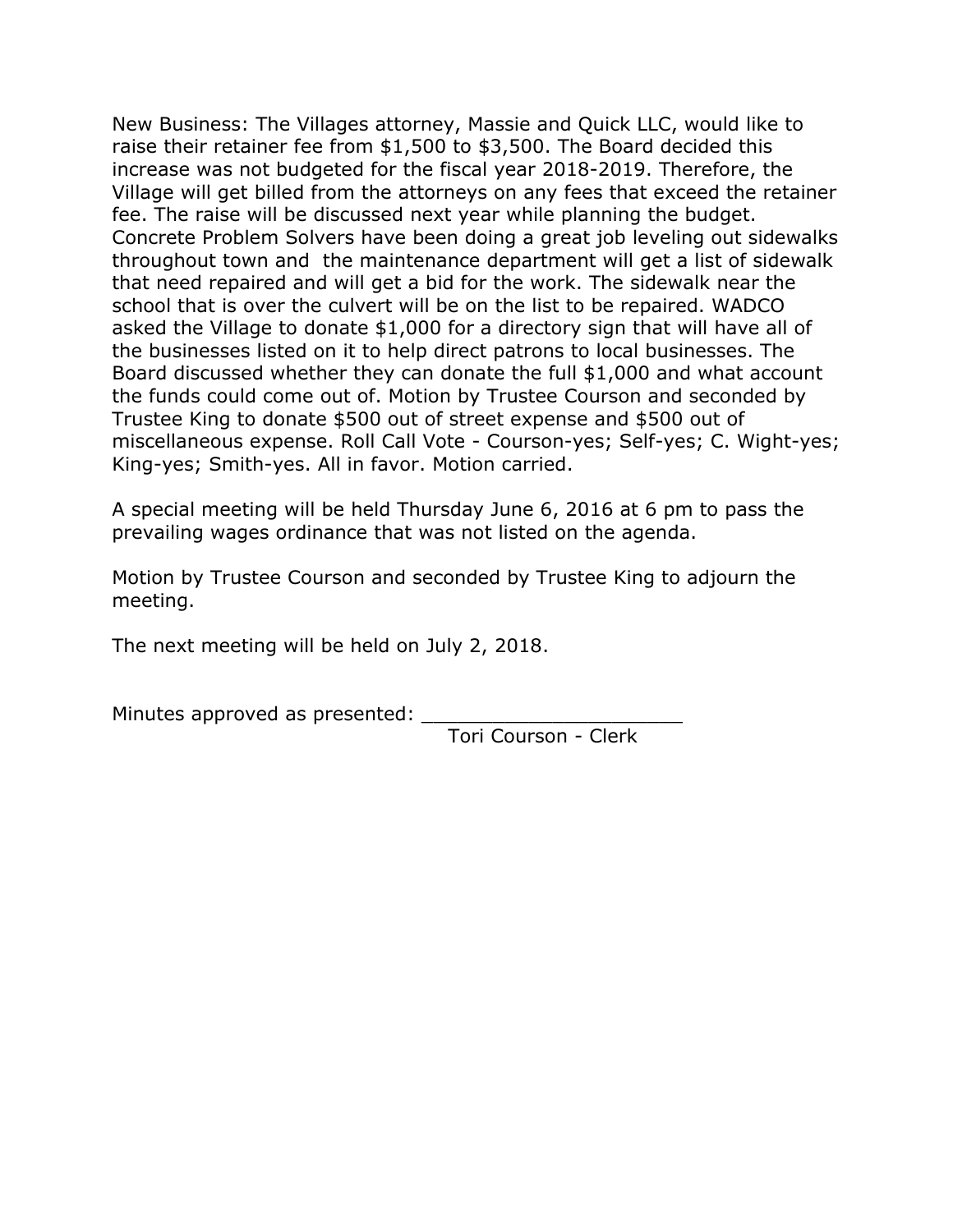New Business: The Villages attorney, Massie and Quick LLC, would like to raise their retainer fee from $1,500 to $3,500. The Board decided this increase was not budgeted for the fiscal year 2018-2019. Therefore, the Village will get billed from the attorneys on any fees that exceed the retainer fee. The raise will be discussed next year while planning the budget. Concrete Problem Solvers have been doing a great job leveling out sidewalks throughout town and  the maintenance department will get a list of sidewalk that need repaired and will get a bid for the work. The sidewalk near the school that is over the culvert will be on the list to be repaired. WADCO asked the Village to donate $1,000 for a directory sign that will have all of the businesses listed on it to help direct patrons to local businesses. The Board discussed whether they can donate the full $1,000 and what account the funds could come out of. Motion by Trustee Courson and seconded by Trustee King to donate $500 out of street expense and $500 out of miscellaneous expense. Roll Call Vote - Courson-yes; Self-yes; C. Wight-yes; King-yes; Smith-yes. All in favor. Motion carried.

A special meeting will be held Thursday June 6, 2016 at 6 pm to pass the prevailing wages ordinance that was not listed on the agenda.

Motion by Trustee Courson and seconded by Trustee King to adjourn the meeting.

The next meeting will be held on July 2, 2018.

Minutes approved as presented: ______________________

Tori Courson - Clerk